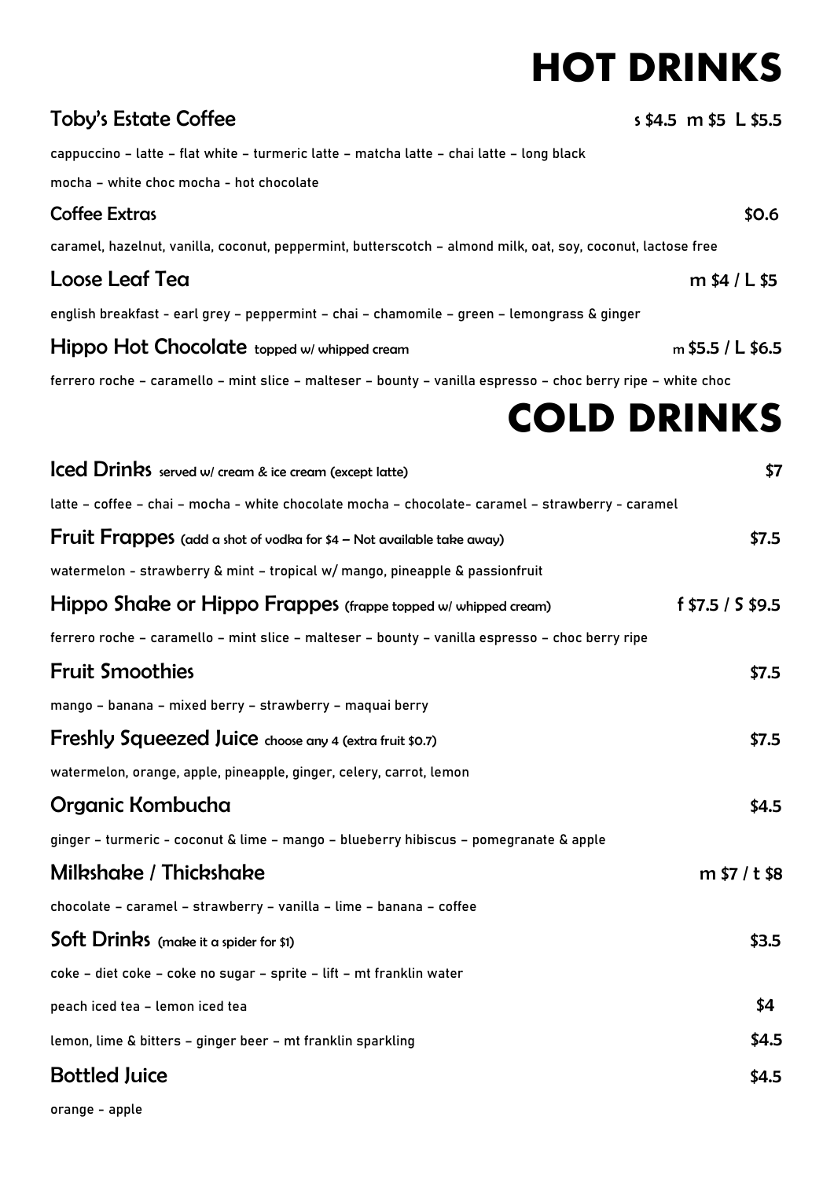# HOT DRINKS

## Toby's Estate Coffee — s $4.5 m $5 L $5.5

cappuccino – latte – flat white – turmeric latte – matcha latte – chai latte – long black

mocha – white choc mocha - hot chocolate

## Coffee Extras — $0.6

caramel, hazelnut, vanilla, coconut, peppermint, butterscotch – almond milk, oat, soy, coconut, lactose free

## Loose Leaf Tea — m $4 / L $5

english breakfast - earl grey – peppermint – chai – chamomile – green – lemongrass & ginger

## Hippo Hot Chocolate topped w/ whipped cream — m $5.5 / L $6.5

ferrero roche – caramello – mint slice – malteser – bounty – vanilla espresso – choc berry ripe – white choc

# COLD DRINKS

## Iced Drinks served w/ cream & ice cream (except latte) — $7

latte – coffee – chai – mocha - white chocolate mocha – chocolate- caramel – strawberry - caramel

## Fruit Frappes (add a shot of vodka for $4 – Not available take away) — $7.5

watermelon - strawberry & mint – tropical w/ mango, pineapple & passionfruit

## Hippo Shake or Hippo Frappes (frappe topped w/ whipped cream) — f $7.5 / S $9.5

ferrero roche – caramello – mint slice – malteser – bounty – vanilla espresso – choc berry ripe

## Fruit Smoothies — $7.5

mango – banana – mixed berry – strawberry – maquai berry

## Freshly Squeezed Juice choose any 4 (extra fruit $0.7) — $7.5

watermelon, orange, apple, pineapple, ginger, celery, carrot, lemon

## Organic Kombucha — $4.5

ginger – turmeric - coconut & lime – mango – blueberry hibiscus – pomegranate & apple

## Milkshake / Thickshake — m $7 / t $8

chocolate – caramel – strawberry – vanilla – lime – banana – coffee

## Soft Drinks (make it a spider for $1) — $3.5

coke – diet coke – coke no sugar – sprite – lift – mt franklin water

peach iced tea – lemon iced tea — $4

lemon, lime & bitters – ginger beer – mt franklin sparkling — $4.5

## Bottled Juice — $4.5

orange - apple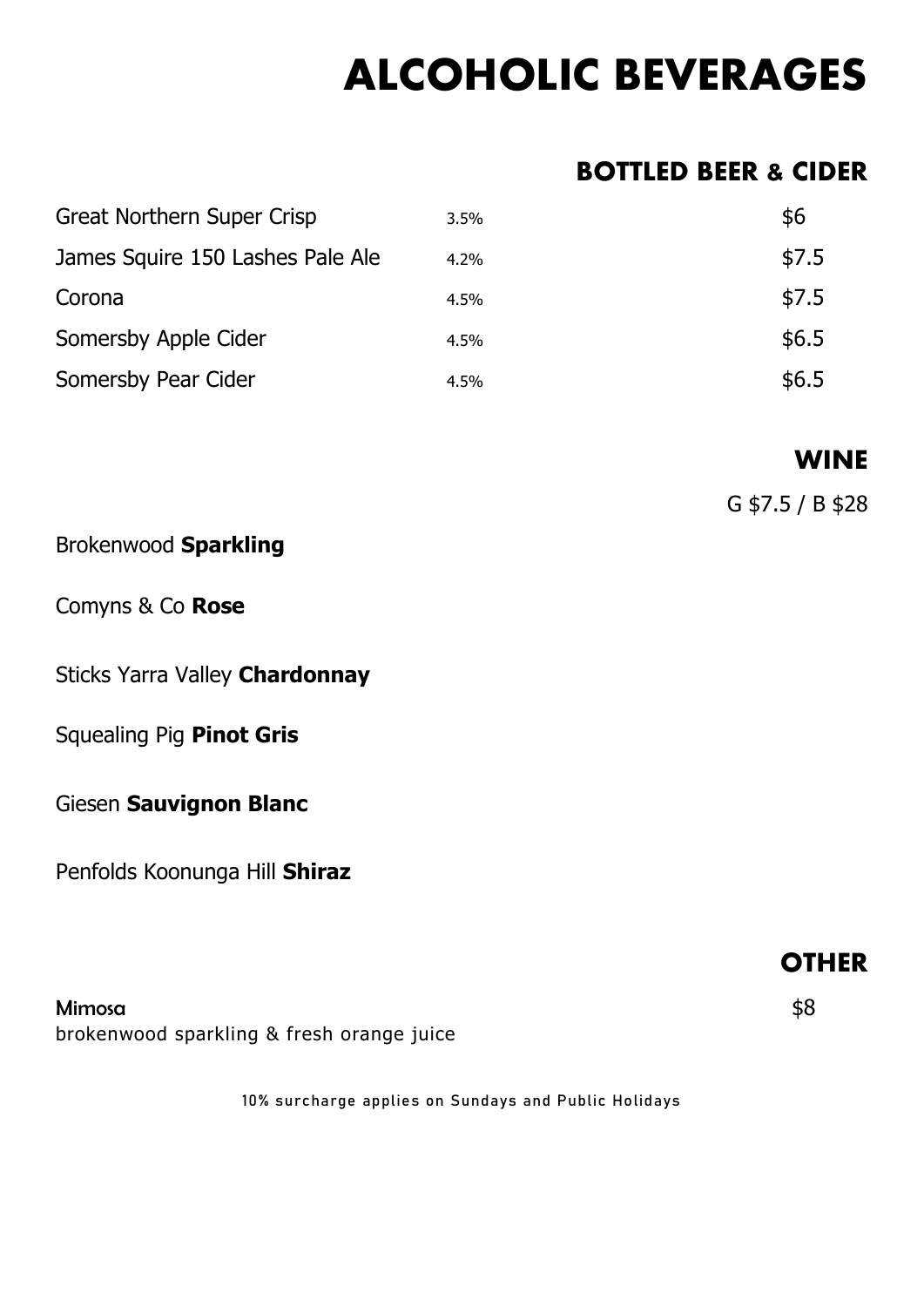# ALCOHOLIC BEVERAGES

## BOTTLED BEER & CIDER

| | | |
|---|---|---|
| Great Northern Super Crisp | 3.5% | $6 |
| James Squire 150 Lashes Pale Ale | 4.2% | $7.5 |
| Corona | 4.5% | $7.5 |
| Somersby Apple Cider | 4.5% | $6.5 |
| Somersby Pear Cider | 4.5% | $6.5 |

## WINE

G $7.5 / B $28

Brokenwood **Sparkling**

Comyns & Co **Rose**

Sticks Yarra Valley **Chardonnay**

Squealing Pig **Pinot Gris**

Giesen **Sauvignon Blanc**

Penfolds Koonunga Hill **Shiraz**

## OTHER

**Mimosa** $8
brokenwood sparkling & fresh orange juice

10% surcharge applies on Sundays and Public Holidays